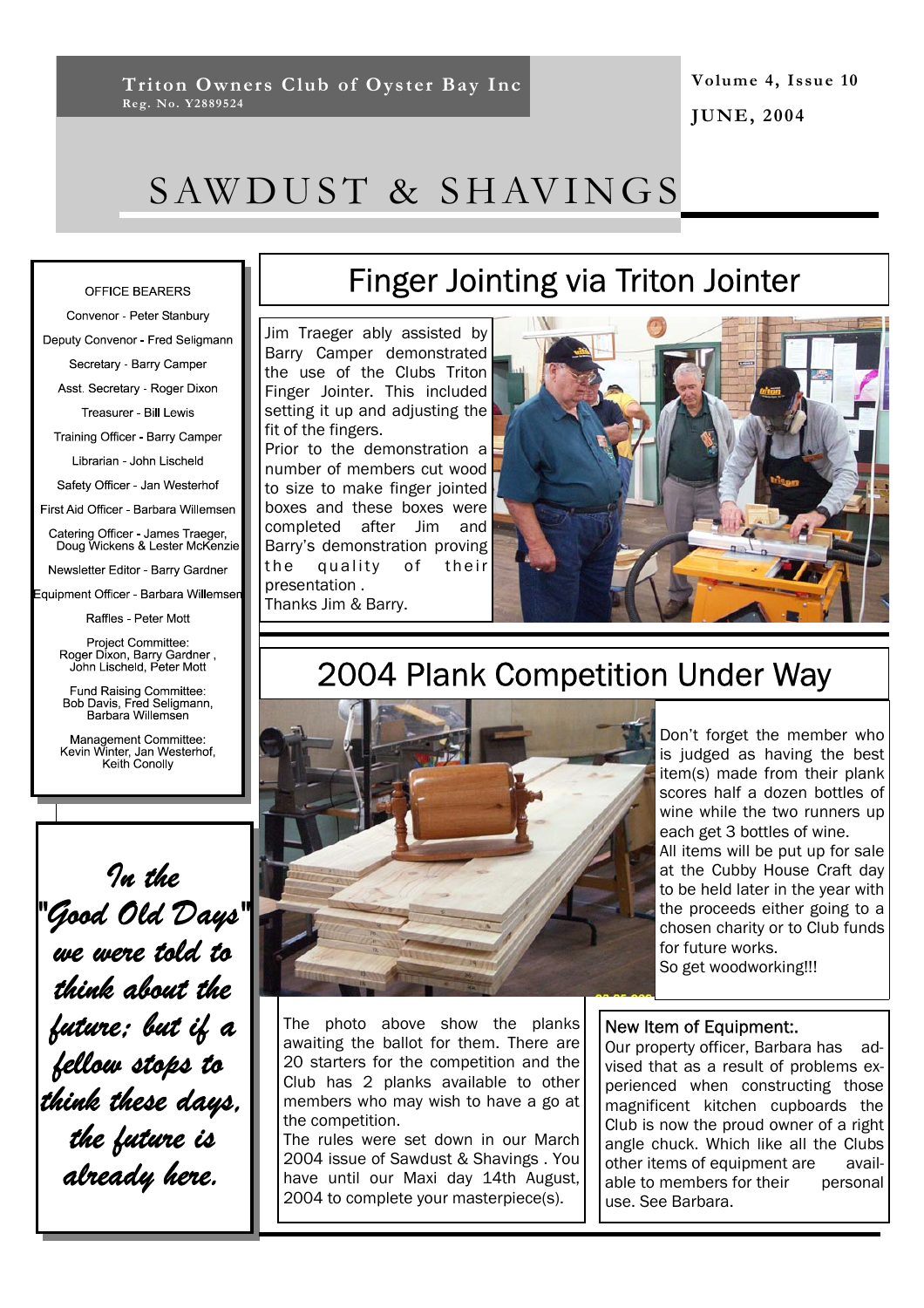**Triton Owners Club of Oyster Bay Inc**
Reg. No. Y2889524

**Volume 4, Issue 10**

**JUNE, 2004**

# SAWDUST & SHAVINGS

OFFICE BEARERS

Convenor - Peter Stanbury

Deputy Convenor - Fred Seligmann

Secretary - Barry Camper

Asst. Secretary - Roger Dixon

Treasurer - Bill Lewis

Training Officer - Barry Camper

Librarian - John Lischeld

Safety Officer - Jan Westerhof

First Aid Officer - Barbara Willemsen

Catering Officer - James Traeger, Doug Wickens & Lester McKenzie

Newsletter Editor - Barry Gardner

Equipment Officer - Barbara Willemsen

Raffles - Peter Mott

Project Committee: Roger Dixon, Barry Gardner , John Lischeld, Peter Mott

Fund Raising Committee: Bob Davis, Fred Seligmann, Barbara Willemsen

Management Committee: Kevin Winter, Jan Westerhof, Keith Conolly

*In the "Good Old Days" we were told to think about the future; but if a fellow stops to think these days, the future is already here.*

## Finger Jointing via Triton Jointer

Jim Traeger ably assisted by Barry Camper demonstrated the use of the Clubs Triton Finger Jointer. This included setting it up and adjusting the fit of the fingers.

Prior to the demonstration a number of members cut wood to size to make finger jointed boxes and these boxes were completed after Jim and Barry's demonstration proving the quality of their presentation .

Thanks Jim & Barry.

## 2004 Plank Competition Under Way

Don't forget the member who is judged as having the best item(s) made from their plank scores half a dozen bottles of wine while the two runners up each get 3 bottles of wine.

All items will be put up for sale at the Cubby House Craft day to be held later in the year with the proceeds either going to a chosen charity or to Club funds for future works.

So get woodworking!!!

The photo above show the planks awaiting the ballot for them. There are 20 starters for the competition and the Club has 2 planks available to other members who may wish to have a go at the competition.

The rules were set down in our March 2004 issue of Sawdust & Shavings . You have until our Maxi day 14th August, 2004 to complete your masterpiece(s).

### New Item of Equipment:.

Our property officer, Barbara has advised that as a result of problems experienced when constructing those magnificent kitchen cupboards the Club is now the proud owner of a right angle chuck. Which like all the Clubs other items of equipment are available to members for their personal use. See Barbara.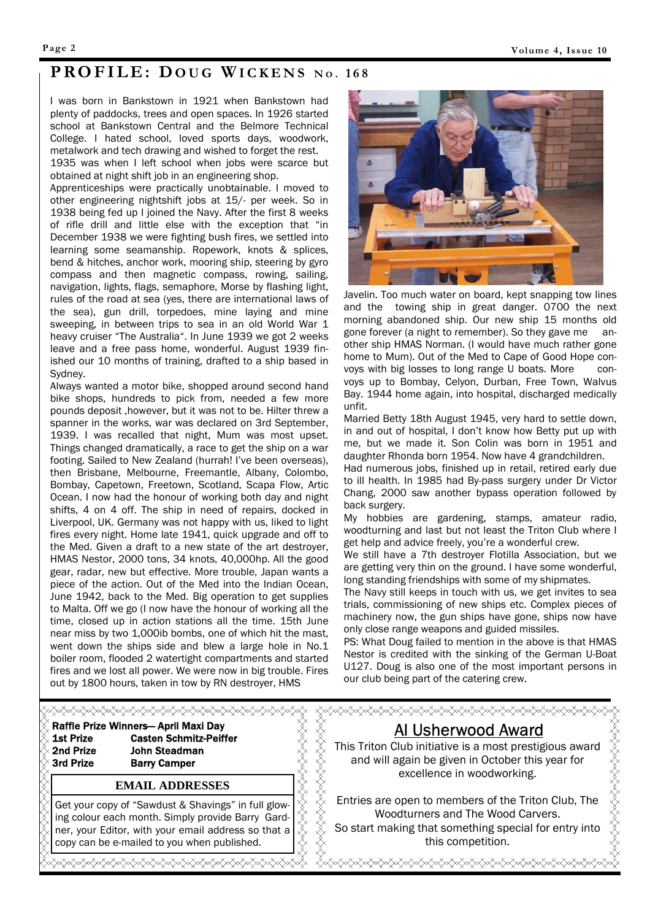# PROFILE: DOUG WICKENS No. 168

I was born in Bankstown in 1921 when Bankstown had plenty of paddocks, trees and open spaces. In 1926 started school at Bankstown Central and the Belmore Technical College. I hated school, loved sports days, woodwork, metalwork and tech drawing and wished to forget the rest.

1935 was when I left school when jobs were scarce but obtained at night shift job in an engineering shop.

Apprenticeships were practically unobtainable. I moved to other engineering nightshift jobs at 15/- per week. So in 1938 being fed up I joined the Navy. After the first 8 weeks of rifle drill and little else with the exception that "in December 1938 we were fighting bush fires, we settled into learning some seamanship. Ropework, knots & splices, bend & hitches, anchor work, mooring ship, steering by gyro compass and then magnetic compass, rowing, sailing, navigation, lights, flags, semaphore, Morse by flashing light, rules of the road at sea (yes, there are international laws of the sea), gun drill, torpedoes, mine laying and mine sweeping, in between trips to sea in an old World War 1 heavy cruiser "The Australia". In June 1939 we got 2 weeks leave and a free pass home, wonderful. August 1939 finished our 10 months of training, drafted to a ship based in Sydney.

Always wanted a motor bike, shopped around second hand bike shops, hundreds to pick from, needed a few more pounds deposit ,however, but it was not to be. Hilter threw a spanner in the works, war was declared on 3rd September, 1939. I was recalled that night, Mum was most upset. Things changed dramatically, a race to get the ship on a war footing. Sailed to New Zealand (hurrah! I've been overseas), then Brisbane, Melbourne, Freemantle, Albany, Colombo, Bombay, Capetown, Freetown, Scotland, Scapa Flow, Artic Ocean. I now had the honour of working both day and night shifts, 4 on 4 off. The ship in need of repairs, docked in Liverpool, UK. Germany was not happy with us, liked to light fires every night. Home late 1941, quick upgrade and off to the Med. Given a draft to a new state of the art destroyer, HMAS Nestor, 2000 tons, 34 knots, 40,000hp. All the good gear, radar, new but effective. More trouble, Japan wants a piece of the action. Out of the Med into the Indian Ocean, June 1942, back to the Med. Big operation to get supplies to Malta. Off we go (I now have the honour of working all the time, closed up in action stations all the time. 15th June near miss by two 1,000ib bombs, one of which hit the mast, went down the ships side and blew a large hole in No.1 boiler room, flooded 2 watertight compartments and started fires and we lost all power. We were now in big trouble. Fires out by 1800 hours, taken in tow by RN destroyer, HMS Javelin. Too much water on board, kept snapping tow lines and the towing ship in great danger. 0700 the next morning abandoned ship. Our new ship 15 months old gone forever (a night to remember). So they gave me another ship HMAS Norman. (I would have much rather gone home to Mum). Out of the Med to Cape of Good Hope convoys with big losses to long range U boats. More convoys up to Bombay, Celyon, Durban, Free Town, Walvus Bay. 1944 home again, into hospital, discharged medically unfit.

Married Betty 18th August 1945, very hard to settle down, in and out of hospital, I don't know how Betty put up with me, but we made it. Son Colin was born in 1951 and daughter Rhonda born 1954. Now have 4 grandchildren.

Had numerous jobs, finished up in retail, retired early due to ill health. In 1985 had By-pass surgery under Dr Victor Chang, 2000 saw another bypass operation followed by back surgery.

My hobbies are gardening, stamps, amateur radio, woodturning and last but not least the Triton Club where I get help and advice freely, you're a wonderful crew.

We still have a 7th destroyer Flotilla Association, but we are getting very thin on the ground. I have some wonderful, long standing friendships with some of my shipmates.

The Navy still keeps in touch with us, we get invites to sea trials, commissioning of new ships etc. Complex pieces of machinery now, the gun ships have gone, ships now have only close range weapons and guided missiles.

PS: What Doug failed to mention in the above is that HMAS Nestor is credited with the sinking of the German U-Boat U127. Doug is also one of the most important persons in our club being part of the catering crew.

---

**Raffle Prize Winners— April Maxi Day**

| | |
|---|---|
| **1st Prize** | **Casten Schmitz-Peiffer** |
| **2nd Prize** | **John Steadman** |
| **3rd Prize** | **Barry Camper** |

## EMAIL ADDRESSES

Get your copy of "Sawdust & Shavings" in full glowing colour each month. Simply provide Barry Gardner, your Editor, with your email address so that a copy can be e-mailed to you when published.

## Al Usherwood Award

This Triton Club initiative is a most prestigious award and will again be given in October this year for excellence in woodworking.

Entries are open to members of the Triton Club, The Woodturners and The Wood Carvers.
So start making that something special for entry into this competition.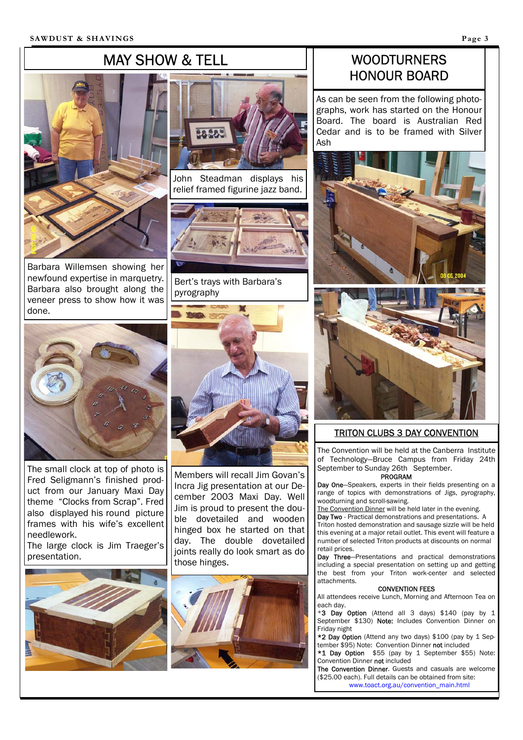## MAY SHOW & TELL

Barbara Willemsen showing her newfound expertise in marquetry. Barbara also brought along the veneer press to show how it was done.

John Steadman displays his relief framed figurine jazz band.

Bert's trays with Barbara's pyrography

The small clock at top of photo is Fred Seligmann's finished product from our January Maxi Day theme "Clocks from Scrap". Fred also displayed his round picture frames with his wife's excellent needlework.

The large clock is Jim Traeger's presentation.

Members will recall Jim Govan's Incra Jig presentation at our December 2003 Maxi Day. Well Jim is proud to present the double dovetailed and wooden hinged box he started on that day. The double dovetailed joints really do look smart as do those hinges.

## WOODTURNERS HONOUR BOARD

As can be seen from the following photographs, work has started on the Honour Board. The board is Australian Red Cedar and is to be framed with Silver Ash

## TRITON CLUBS 3 DAY CONVENTION

The Convention will be held at the Canberra Institute of Technology—Bruce Campus from Friday 24th September to Sunday 26th September.

**PROGRAM**

**Day One**—Speakers, experts in their fields presenting on a range of topics with demonstrations of Jigs, pyrography, woodturning and scroll-sawing.

The Convention Dinner will be held later in the evening.

**Day Two** - Practical demonstrations and presentations. A Triton hosted demonstration and sausage sizzle will be held this evening at a major retail outlet. This event will feature a number of selected Triton products at discounts on normal retail prices.

**Day Three**—Presentations and practical demonstrations including a special presentation on setting up and getting the best from your Triton work-center and selected attachments.

**CONVENTION FEES**

All attendees receive Lunch, Morning and Afternoon Tea on each day.

***3 Day Option** (Attend all 3 days) $140 (pay by 1 September $130) **Note:** Includes Convention Dinner on Friday night

***2 Day Option** (Attend any two days) $100 (pay by 1 September $95) Note: Convention Dinner **not** included

***1 Day Option** $55 (pay by 1 September $55) Note: Convention Dinner **not** included

**The Convention Dinner**. Guests and casuals are welcome ($25.00 each). Full details can be obtained from site: www.toact.org.au/convention_main.html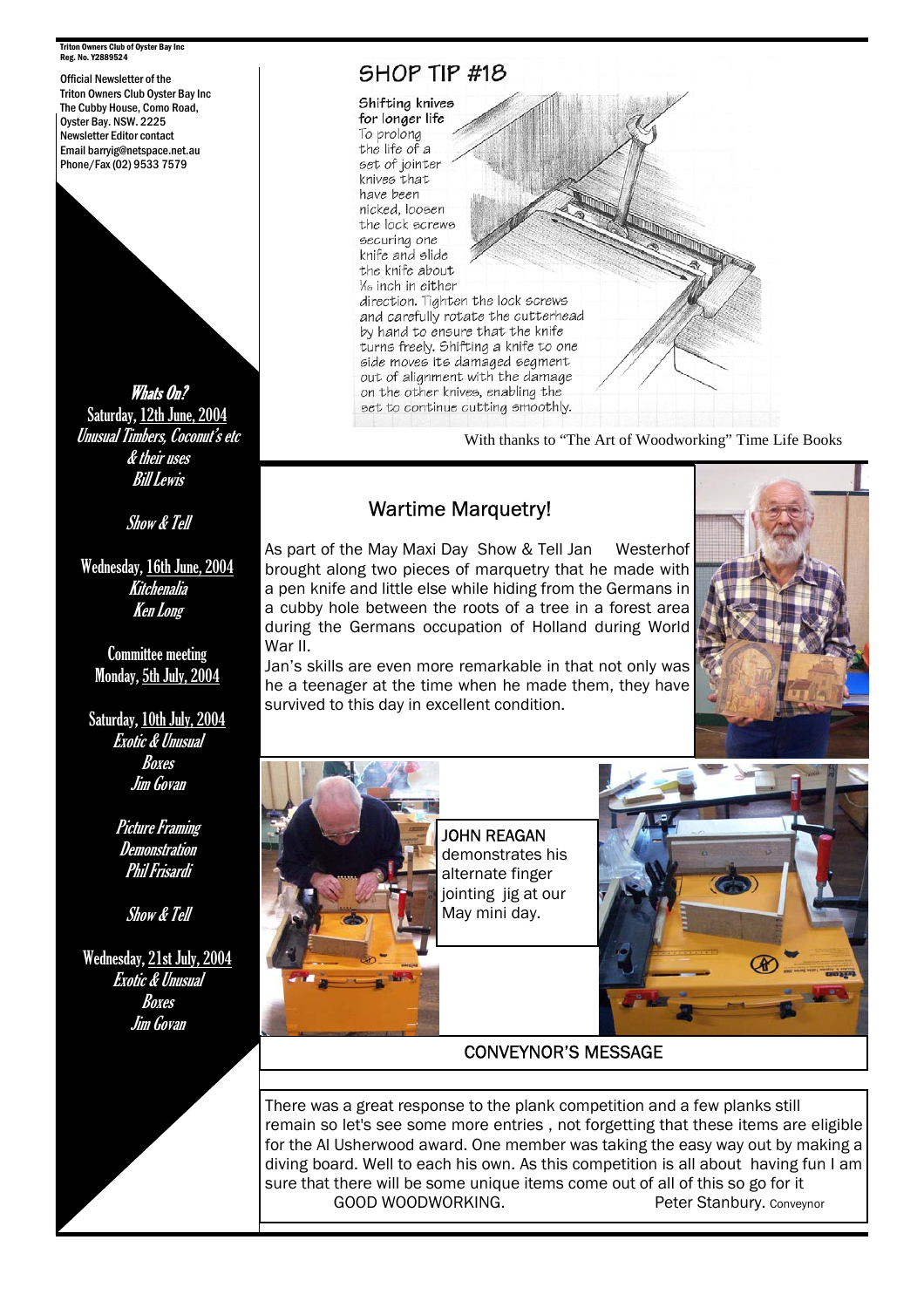Triton Owners Club of Oyster Bay Inc
Reg. No. Y2889524

Official Newsletter of the
Triton Owners Club Oyster Bay Inc
The Cubby House, Como Road,
Oyster Bay. NSW. 2225
Newsletter Editor contact
Email barryig@netspace.net.au
Phone/Fax (02) 9533 7579

***Whats On?***

Saturday, 12th June, 2004
*Unusual Timbers, Coconut's etc & their uses*
*Bill Lewis*

*Show & Tell*

Wednesday, 16th June, 2004
*Kitchenalia*
*Ken Long*

Committee meeting
Monday, 5th July, 2004

Saturday, 10th July, 2004
*Exotic & Unusual Boxes*
*Jim Govan*

*Picture Framing Demonstration*
*Phil Frisardi*

*Show & Tell*

Wednesday, 21st July, 2004
*Exotic & Unusual Boxes*
*Jim Govan*

## SHOP TIP #18

**Shifting knives for longer life**

To prolong the life of a set of jointer knives that have been nicked, loosen the lock screws securing one knife and slide the knife about 1/16 inch in either direction. Tighten the lock screws and carefully rotate the cutterhead by hand to ensure that the knife turns freely. Shifting a knife to one side moves its damaged segment out of alignment with the damage on the other knives, enabling the set to continue cutting smoothly.

With thanks to "The Art of Woodworking" Time Life Books

## Wartime Marquetry!

As part of the May Maxi Day Show & Tell Jan Westerhof brought along two pieces of marquetry that he made with a pen knife and little else while hiding from the Germans in a cubby hole between the roots of a tree in a forest area during the Germans occupation of Holland during World War II.

Jan's skills are even more remarkable in that not only was he a teenager at the time when he made them, they have survived to this day in excellent condition.

JOHN REAGAN demonstrates his alternate finger jointing jig at our May mini day.

## CONVEYNOR'S MESSAGE

There was a great response to the plank competition and a few planks still remain so let's see some more entries , not forgetting that these items are eligible for the Al Usherwood award. One member was taking the easy way out by making a diving board. Well to each his own. As this competition is all about having fun I am sure that there will be some unique items come out of all of this so go for it

GOOD WOODWORKING. Peter Stanbury. Conveynor